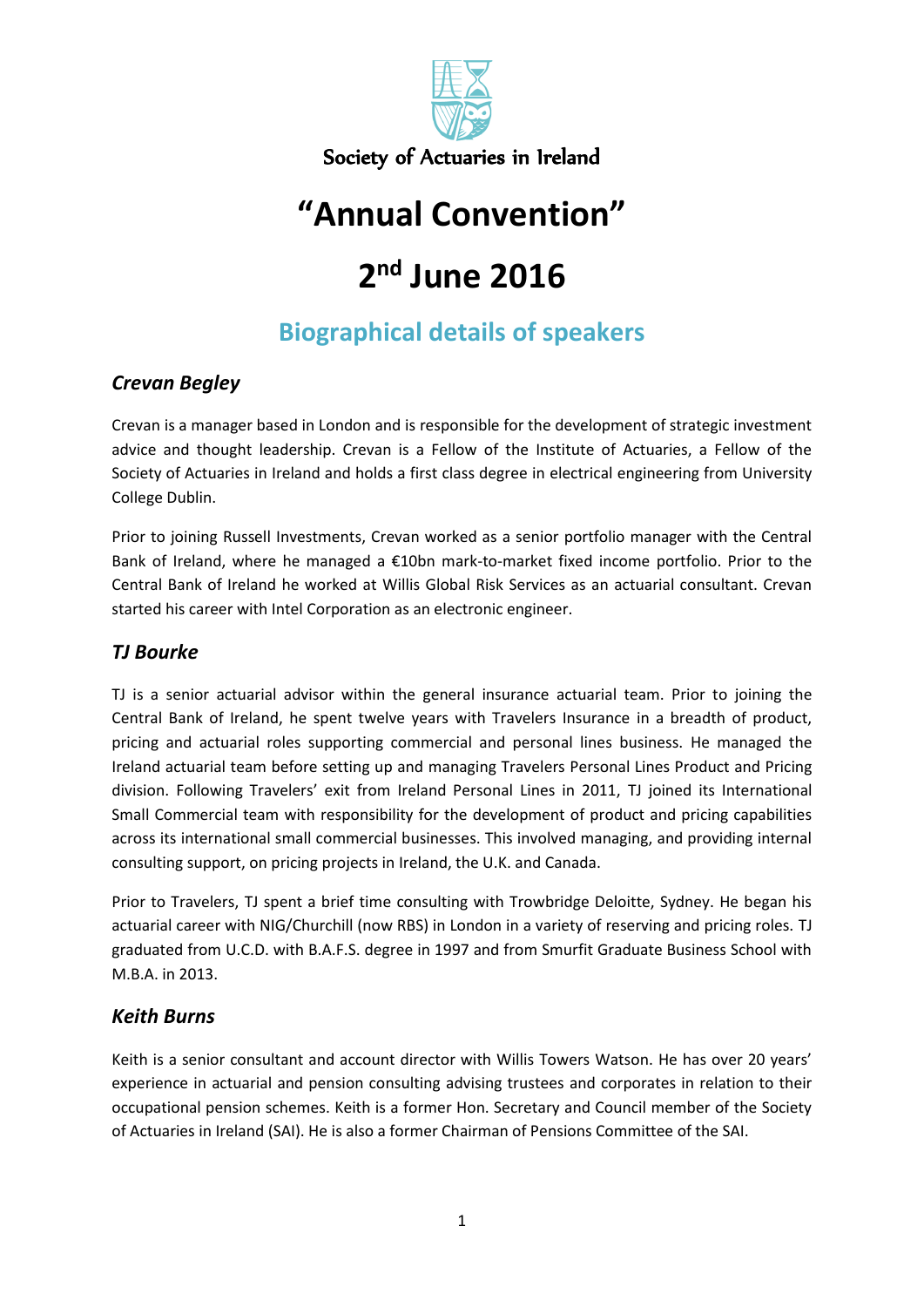Society of Actuaries in Ireland

# "Annual Convention"

# 2nd June 2016

## Biographical details of speakers

### *Crevan Begley*

Crevan is a manager based in London and is responsible for the development of strategic investment advice and thought leadership. Crevan is a Fellow of the Institute of Actuaries, a Fellow of the Society of Actuaries in Ireland and holds a first class degree in electrical engineering from University College Dublin.

Prior to joining Russell Investments, Crevan worked as a senior portfolio manager with the Central Bank of Ireland, where he managed a €10bn mark-to-market fixed income portfolio. Prior to the Central Bank of Ireland he worked at Willis Global Risk Services as an actuarial consultant. Crevan started his career with Intel Corporation as an electronic engineer.

### *TJ Bourke*

TJ is a senior actuarial advisor within the general insurance actuarial team. Prior to joining the Central Bank of Ireland, he spent twelve years with Travelers Insurance in a breadth of product, pricing and actuarial roles supporting commercial and personal lines business. He managed the Ireland actuarial team before setting up and managing Travelers Personal Lines Product and Pricing division. Following Travelers' exit from Ireland Personal Lines in 2011, TJ joined its International Small Commercial team with responsibility for the development of product and pricing capabilities across its international small commercial businesses. This involved managing, and providing internal consulting support, on pricing projects in Ireland, the U.K. and Canada.

Prior to Travelers, TJ spent a brief time consulting with Trowbridge Deloitte, Sydney. He began his actuarial career with NIG/Churchill (now RBS) in London in a variety of reserving and pricing roles. TJ graduated from U.C.D. with B.A.F.S. degree in 1997 and from Smurfit Graduate Business School with M.B.A. in 2013.

### *Keith Burns*

Keith is a senior consultant and account director with Willis Towers Watson. He has over 20 years' experience in actuarial and pension consulting advising trustees and corporates in relation to their occupational pension schemes. Keith is a former Hon. Secretary and Council member of the Society of Actuaries in Ireland (SAI). He is also a former Chairman of Pensions Committee of the SAI.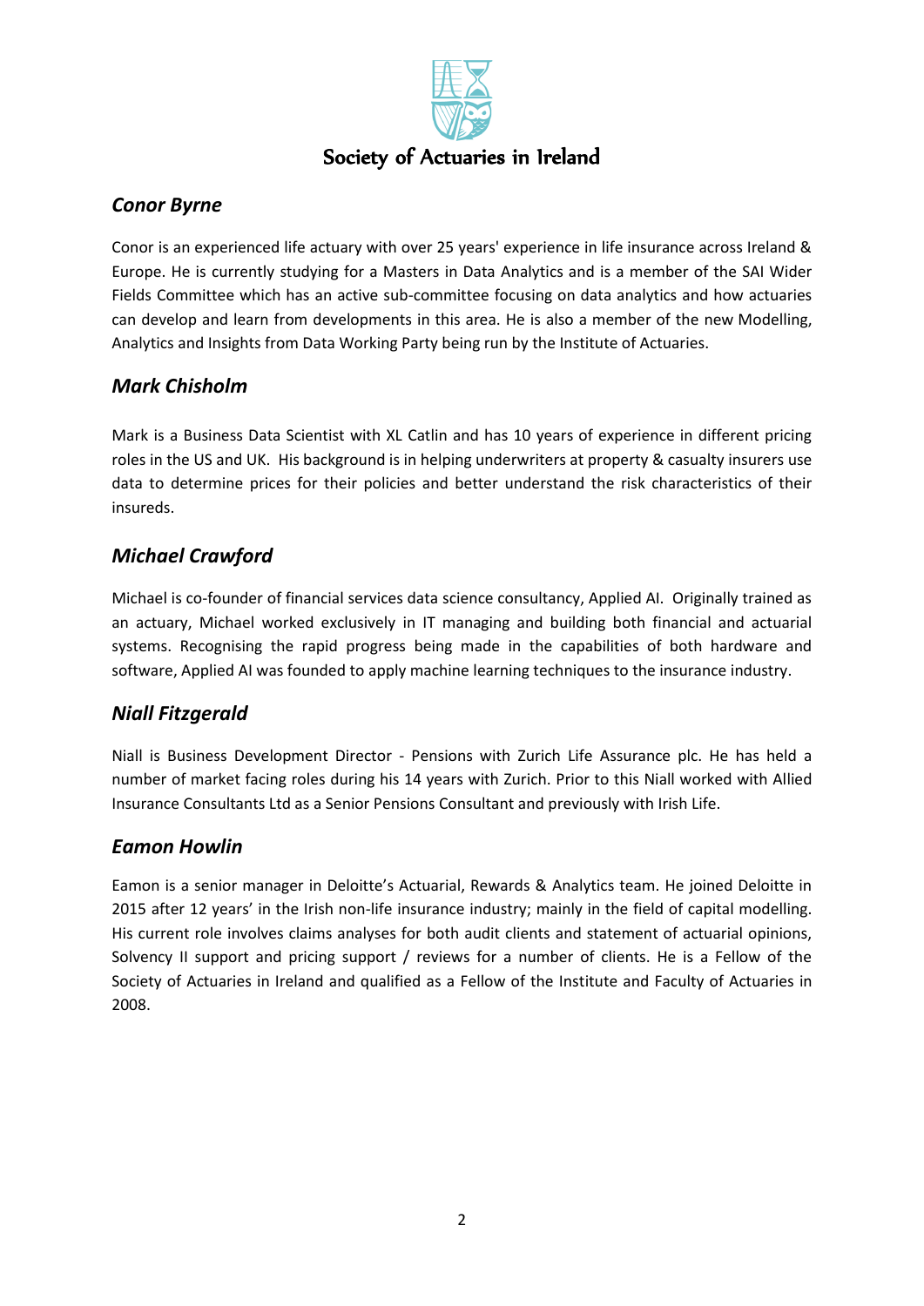Society of Actuaries in Ireland

## *Conor Byrne*

Conor is an experienced life actuary with over 25 years' experience in life insurance across Ireland & Europe. He is currently studying for a Masters in Data Analytics and is a member of the SAI Wider Fields Committee which has an active sub-committee focusing on data analytics and how actuaries can develop and learn from developments in this area. He is also a member of the new Modelling, Analytics and Insights from Data Working Party being run by the Institute of Actuaries.

## *Mark Chisholm*

Mark is a Business Data Scientist with XL Catlin and has 10 years of experience in different pricing roles in the US and UK. His background is in helping underwriters at property & casualty insurers use data to determine prices for their policies and better understand the risk characteristics of their insureds.

## *Michael Crawford*

Michael is co-founder of financial services data science consultancy, Applied AI. Originally trained as an actuary, Michael worked exclusively in IT managing and building both financial and actuarial systems. Recognising the rapid progress being made in the capabilities of both hardware and software, Applied AI was founded to apply machine learning techniques to the insurance industry.

## *Niall Fitzgerald*

Niall is Business Development Director - Pensions with Zurich Life Assurance plc. He has held a number of market facing roles during his 14 years with Zurich. Prior to this Niall worked with Allied Insurance Consultants Ltd as a Senior Pensions Consultant and previously with Irish Life.

## *Eamon Howlin*

Eamon is a senior manager in Deloitte's Actuarial, Rewards & Analytics team. He joined Deloitte in 2015 after 12 years' in the Irish non-life insurance industry; mainly in the field of capital modelling. His current role involves claims analyses for both audit clients and statement of actuarial opinions, Solvency II support and pricing support / reviews for a number of clients. He is a Fellow of the Society of Actuaries in Ireland and qualified as a Fellow of the Institute and Faculty of Actuaries in 2008.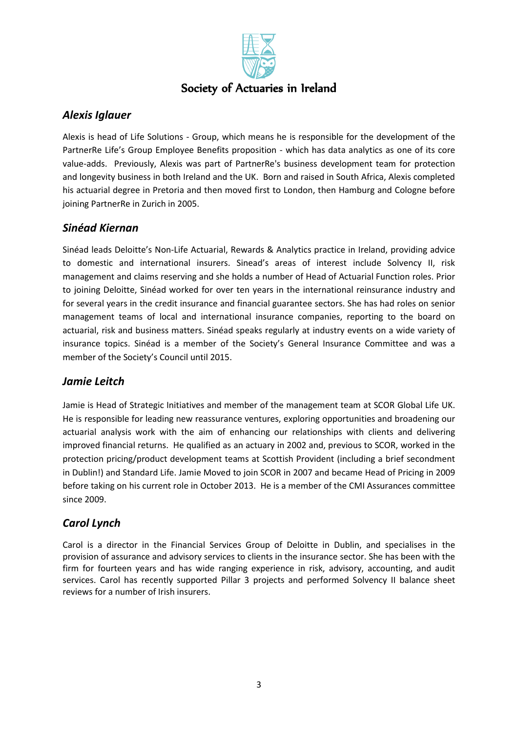Society of Actuaries in Ireland

### *Alexis Iglauer*

Alexis is head of Life Solutions - Group, which means he is responsible for the development of the PartnerRe Life's Group Employee Benefits proposition - which has data analytics as one of its core value-adds. Previously, Alexis was part of PartnerRe's business development team for protection and longevity business in both Ireland and the UK. Born and raised in South Africa, Alexis completed his actuarial degree in Pretoria and then moved first to London, then Hamburg and Cologne before joining PartnerRe in Zurich in 2005.

### *Sinéad Kiernan*

Sinéad leads Deloitte's Non-Life Actuarial, Rewards & Analytics practice in Ireland, providing advice to domestic and international insurers. Sinead's areas of interest include Solvency II, risk management and claims reserving and she holds a number of Head of Actuarial Function roles. Prior to joining Deloitte, Sinéad worked for over ten years in the international reinsurance industry and for several years in the credit insurance and financial guarantee sectors. She has had roles on senior management teams of local and international insurance companies, reporting to the board on actuarial, risk and business matters. Sinéad speaks regularly at industry events on a wide variety of insurance topics. Sinéad is a member of the Society's General Insurance Committee and was a member of the Society's Council until 2015.

### *Jamie Leitch*

Jamie is Head of Strategic Initiatives and member of the management team at SCOR Global Life UK. He is responsible for leading new reassurance ventures, exploring opportunities and broadening our actuarial analysis work with the aim of enhancing our relationships with clients and delivering improved financial returns. He qualified as an actuary in 2002 and, previous to SCOR, worked in the protection pricing/product development teams at Scottish Provident (including a brief secondment in Dublin!) and Standard Life. Jamie Moved to join SCOR in 2007 and became Head of Pricing in 2009 before taking on his current role in October 2013. He is a member of the CMI Assurances committee since 2009.

### *Carol Lynch*

Carol is a director in the Financial Services Group of Deloitte in Dublin, and specialises in the provision of assurance and advisory services to clients in the insurance sector. She has been with the firm for fourteen years and has wide ranging experience in risk, advisory, accounting, and audit services. Carol has recently supported Pillar 3 projects and performed Solvency II balance sheet reviews for a number of Irish insurers.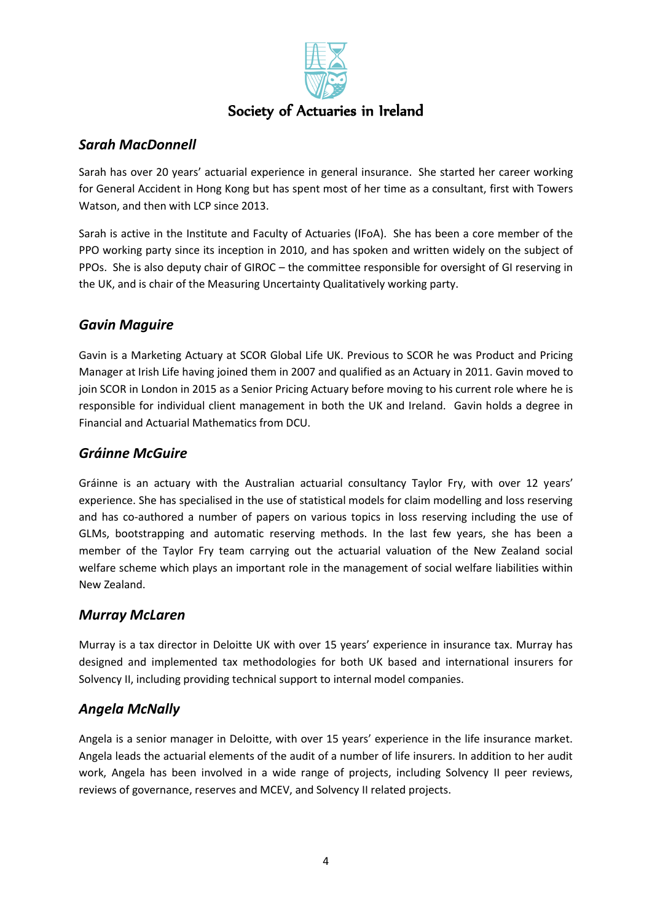Society of Actuaries in Ireland

### *Sarah MacDonnell*

Sarah has over 20 years' actuarial experience in general insurance. She started her career working for General Accident in Hong Kong but has spent most of her time as a consultant, first with Towers Watson, and then with LCP since 2013.

Sarah is active in the Institute and Faculty of Actuaries (IFoA). She has been a core member of the PPO working party since its inception in 2010, and has spoken and written widely on the subject of PPOs. She is also deputy chair of GIROC – the committee responsible for oversight of GI reserving in the UK, and is chair of the Measuring Uncertainty Qualitatively working party.

### *Gavin Maguire*

Gavin is a Marketing Actuary at SCOR Global Life UK. Previous to SCOR he was Product and Pricing Manager at Irish Life having joined them in 2007 and qualified as an Actuary in 2011. Gavin moved to join SCOR in London in 2015 as a Senior Pricing Actuary before moving to his current role where he is responsible for individual client management in both the UK and Ireland. Gavin holds a degree in Financial and Actuarial Mathematics from DCU.

### *Gráinne McGuire*

Gráinne is an actuary with the Australian actuarial consultancy Taylor Fry, with over 12 years' experience. She has specialised in the use of statistical models for claim modelling and loss reserving and has co-authored a number of papers on various topics in loss reserving including the use of GLMs, bootstrapping and automatic reserving methods. In the last few years, she has been a member of the Taylor Fry team carrying out the actuarial valuation of the New Zealand social welfare scheme which plays an important role in the management of social welfare liabilities within New Zealand.

### *Murray McLaren*

Murray is a tax director in Deloitte UK with over 15 years' experience in insurance tax. Murray has designed and implemented tax methodologies for both UK based and international insurers for Solvency II, including providing technical support to internal model companies.

### *Angela McNally*

Angela is a senior manager in Deloitte, with over 15 years' experience in the life insurance market. Angela leads the actuarial elements of the audit of a number of life insurers. In addition to her audit work, Angela has been involved in a wide range of projects, including Solvency II peer reviews, reviews of governance, reserves and MCEV, and Solvency II related projects.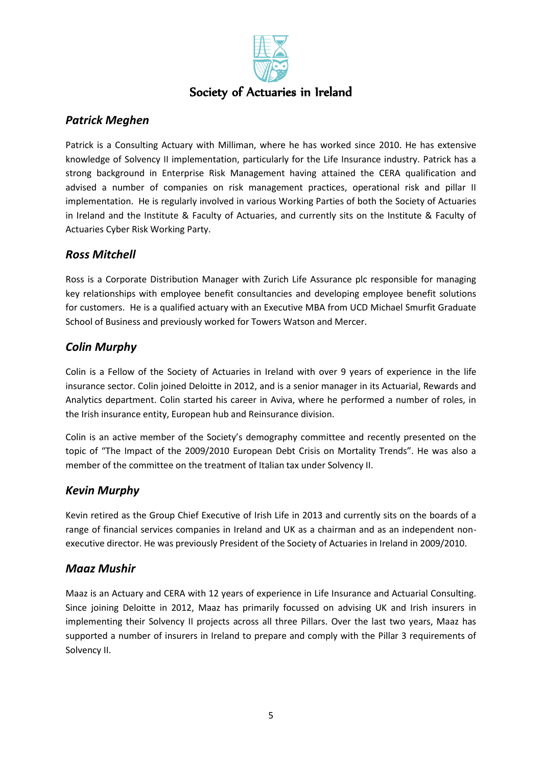Society of Actuaries in Ireland

## *Patrick Meghen*

Patrick is a Consulting Actuary with Milliman, where he has worked since 2010. He has extensive knowledge of Solvency II implementation, particularly for the Life Insurance industry. Patrick has a strong background in Enterprise Risk Management having attained the CERA qualification and advised a number of companies on risk management practices, operational risk and pillar II implementation. He is regularly involved in various Working Parties of both the Society of Actuaries in Ireland and the Institute & Faculty of Actuaries, and currently sits on the Institute & Faculty of Actuaries Cyber Risk Working Party.

## *Ross Mitchell*

Ross is a Corporate Distribution Manager with Zurich Life Assurance plc responsible for managing key relationships with employee benefit consultancies and developing employee benefit solutions for customers. He is a qualified actuary with an Executive MBA from UCD Michael Smurfit Graduate School of Business and previously worked for Towers Watson and Mercer.

## *Colin Murphy*

Colin is a Fellow of the Society of Actuaries in Ireland with over 9 years of experience in the life insurance sector. Colin joined Deloitte in 2012, and is a senior manager in its Actuarial, Rewards and Analytics department. Colin started his career in Aviva, where he performed a number of roles, in the Irish insurance entity, European hub and Reinsurance division.

Colin is an active member of the Society's demography committee and recently presented on the topic of "The Impact of the 2009/2010 European Debt Crisis on Mortality Trends". He was also a member of the committee on the treatment of Italian tax under Solvency II.

## *Kevin Murphy*

Kevin retired as the Group Chief Executive of Irish Life in 2013 and currently sits on the boards of a range of financial services companies in Ireland and UK as a chairman and as an independent non-executive director. He was previously President of the Society of Actuaries in Ireland in 2009/2010.

## *Maaz Mushir*

Maaz is an Actuary and CERA with 12 years of experience in Life Insurance and Actuarial Consulting. Since joining Deloitte in 2012, Maaz has primarily focussed on advising UK and Irish insurers in implementing their Solvency II projects across all three Pillars. Over the last two years, Maaz has supported a number of insurers in Ireland to prepare and comply with the Pillar 3 requirements of Solvency II.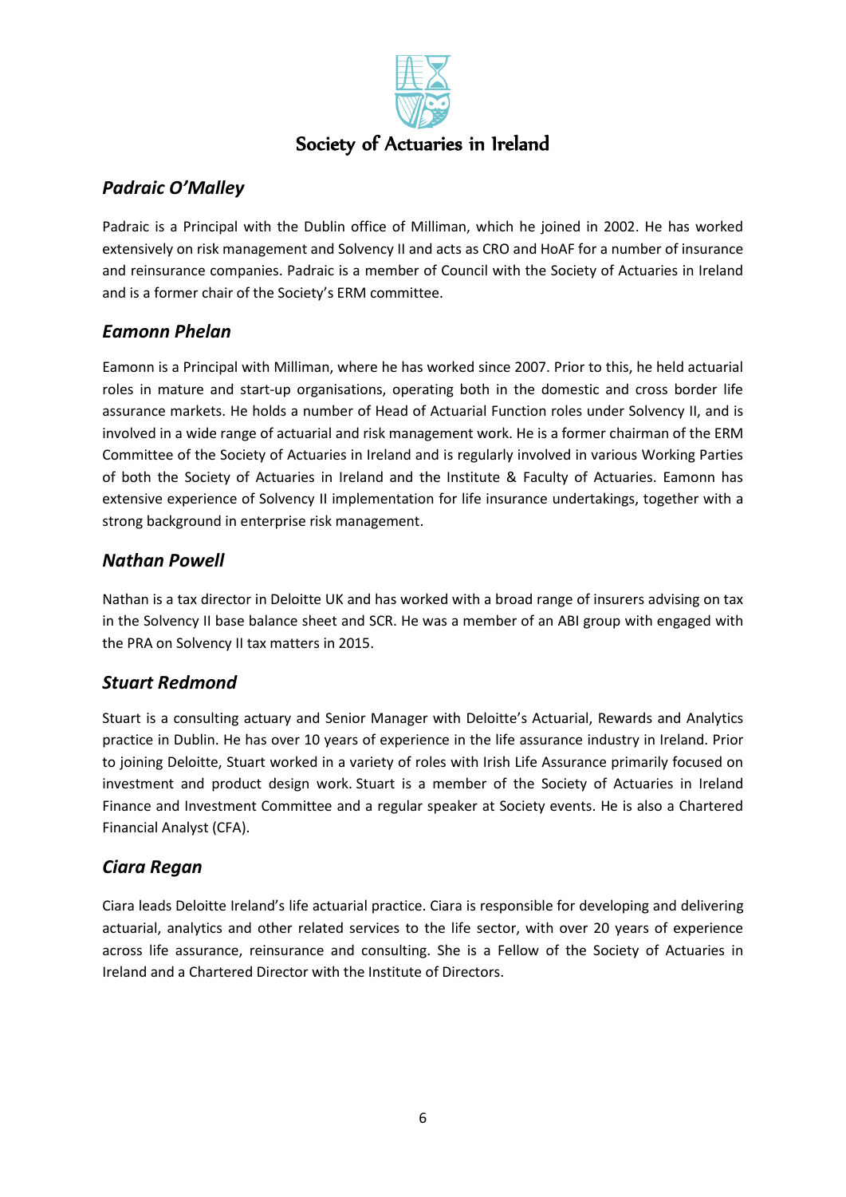## *Padraic O'Malley*

Padraic is a Principal with the Dublin office of Milliman, which he joined in 2002. He has worked extensively on risk management and Solvency II and acts as CRO and HoAF for a number of insurance and reinsurance companies. Padraic is a member of Council with the Society of Actuaries in Ireland and is a former chair of the Society's ERM committee.

## *Eamonn Phelan*

Eamonn is a Principal with Milliman, where he has worked since 2007. Prior to this, he held actuarial roles in mature and start-up organisations, operating both in the domestic and cross border life assurance markets. He holds a number of Head of Actuarial Function roles under Solvency II, and is involved in a wide range of actuarial and risk management work. He is a former chairman of the ERM Committee of the Society of Actuaries in Ireland and is regularly involved in various Working Parties of both the Society of Actuaries in Ireland and the Institute & Faculty of Actuaries. Eamonn has extensive experience of Solvency II implementation for life insurance undertakings, together with a strong background in enterprise risk management.

## *Nathan Powell*

Nathan is a tax director in Deloitte UK and has worked with a broad range of insurers advising on tax in the Solvency II base balance sheet and SCR. He was a member of an ABI group with engaged with the PRA on Solvency II tax matters in 2015.

## *Stuart Redmond*

Stuart is a consulting actuary and Senior Manager with Deloitte's Actuarial, Rewards and Analytics practice in Dublin. He has over 10 years of experience in the life assurance industry in Ireland. Prior to joining Deloitte, Stuart worked in a variety of roles with Irish Life Assurance primarily focused on investment and product design work. Stuart is a member of the Society of Actuaries in Ireland Finance and Investment Committee and a regular speaker at Society events. He is also a Chartered Financial Analyst (CFA).

## *Ciara Regan*

Ciara leads Deloitte Ireland's life actuarial practice. Ciara is responsible for developing and delivering actuarial, analytics and other related services to the life sector, with over 20 years of experience across life assurance, reinsurance and consulting. She is a Fellow of the Society of Actuaries in Ireland and a Chartered Director with the Institute of Directors.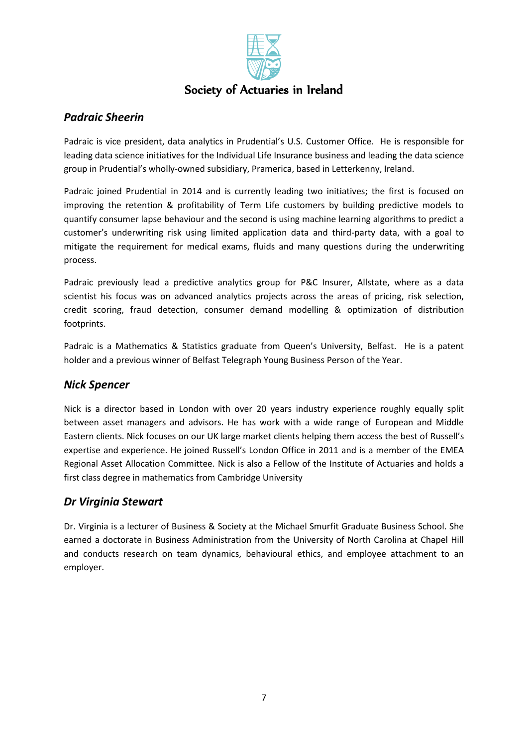Society of Actuaries in Ireland

## *Padraic Sheerin*

Padraic is vice president, data analytics in Prudential's U.S. Customer Office. He is responsible for leading data science initiatives for the Individual Life Insurance business and leading the data science group in Prudential's wholly-owned subsidiary, Pramerica, based in Letterkenny, Ireland.

Padraic joined Prudential in 2014 and is currently leading two initiatives; the first is focused on improving the retention & profitability of Term Life customers by building predictive models to quantify consumer lapse behaviour and the second is using machine learning algorithms to predict a customer's underwriting risk using limited application data and third-party data, with a goal to mitigate the requirement for medical exams, fluids and many questions during the underwriting process.

Padraic previously lead a predictive analytics group for P&C Insurer, Allstate, where as a data scientist his focus was on advanced analytics projects across the areas of pricing, risk selection, credit scoring, fraud detection, consumer demand modelling & optimization of distribution footprints.

Padraic is a Mathematics & Statistics graduate from Queen's University, Belfast. He is a patent holder and a previous winner of Belfast Telegraph Young Business Person of the Year.

## *Nick Spencer*

Nick is a director based in London with over 20 years industry experience roughly equally split between asset managers and advisors. He has work with a wide range of European and Middle Eastern clients. Nick focuses on our UK large market clients helping them access the best of Russell's expertise and experience. He joined Russell's London Office in 2011 and is a member of the EMEA Regional Asset Allocation Committee. Nick is also a Fellow of the Institute of Actuaries and holds a first class degree in mathematics from Cambridge University

## *Dr Virginia Stewart*

Dr. Virginia is a lecturer of Business & Society at the Michael Smurfit Graduate Business School. She earned a doctorate in Business Administration from the University of North Carolina at Chapel Hill and conducts research on team dynamics, behavioural ethics, and employee attachment to an employer.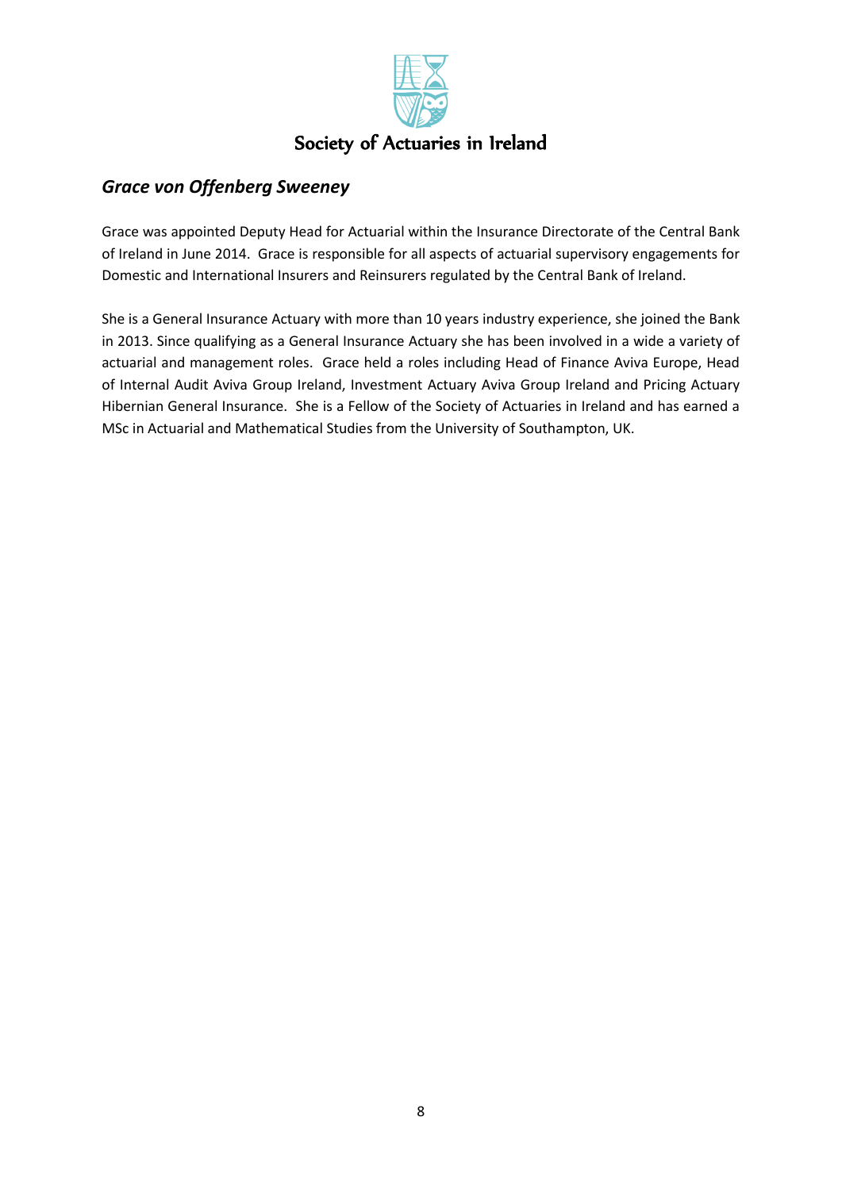# Society of Actuaries in Ireland

## *Grace von Offenberg Sweeney*

Grace was appointed Deputy Head for Actuarial within the Insurance Directorate of the Central Bank of Ireland in June 2014. Grace is responsible for all aspects of actuarial supervisory engagements for Domestic and International Insurers and Reinsurers regulated by the Central Bank of Ireland.

She is a General Insurance Actuary with more than 10 years industry experience, she joined the Bank in 2013. Since qualifying as a General Insurance Actuary she has been involved in a wide a variety of actuarial and management roles. Grace held a roles including Head of Finance Aviva Europe, Head of Internal Audit Aviva Group Ireland, Investment Actuary Aviva Group Ireland and Pricing Actuary Hibernian General Insurance. She is a Fellow of the Society of Actuaries in Ireland and has earned a MSc in Actuarial and Mathematical Studies from the University of Southampton, UK.